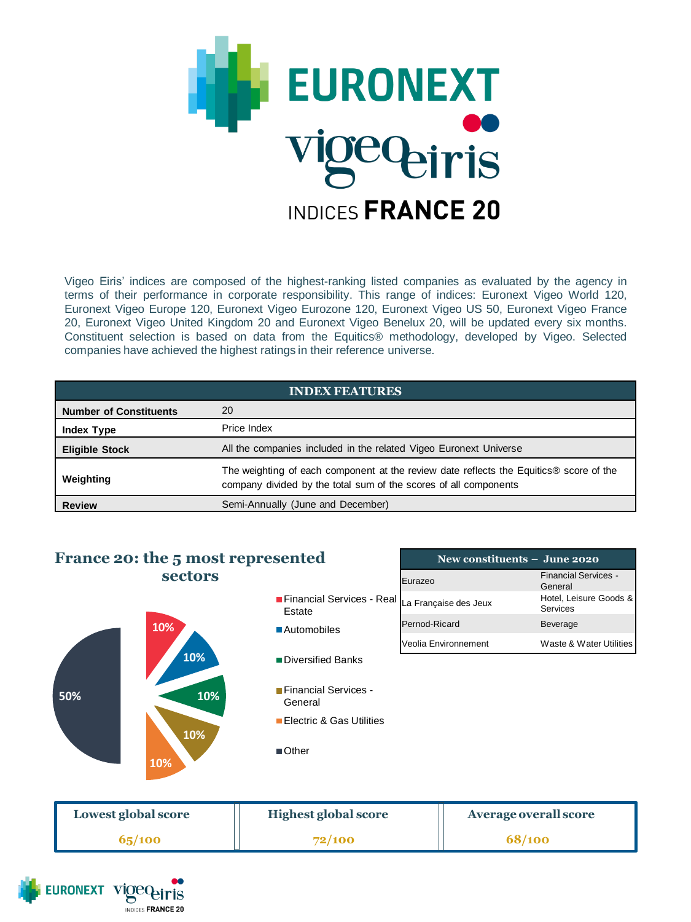# EURONEXT vigeo eiris

## INDICES FRANCE 20

Vigeo Eiris' indices are composed of the highest-ranking listed companies as evaluated by the agency in terms of their performance in corporate responsibility. This range of indices: Euronext Vigeo World 120, Euronext Vigeo Europe 120, Euronext Vigeo Eurozone 120, Euronext Vigeo US 50, Euronext Vigeo France 20, Euronext Vigeo United Kingdom 20 and Euronext Vigeo Benelux 20, will be updated every six months. Constituent selection is based on data from the Equitics® methodology, developed by Vigeo. Selected companies have achieved the highest ratings in their reference universe.

| INDEX FEATURES | |
|---|---|
| **Number of Constituents** | 20 |
| **Index Type** | Price Index |
| **Eligible Stock** | All the companies included in the related Vigeo Euronext Universe |
| **Weighting** | The weighting of each component at the review date reflects the Equitics® score of the company divided by the total sum of the scores of all components |
| **Review** | Semi-Annually (June and December) |

## France 20: the 5 most represented sectors

10%
10%
10%
10%
10%
50%

Financial Services - Real Estate
Automobiles
Diversified Banks
Financial Services - General
Electric & Gas Utilities
Other

| New constituents – June 2020 | |
|---|---|
| Eurazeo | Financial Services - General |
| La Française des Jeux | Hotel, Leisure Goods & Services |
| Pernod-Ricard | Beverage |
| Veolia Environnement | Waste & Water Utilities |

| Lowest global score | Highest global score | Average overall score |
|---|---|---|
| 65/100 | 72/100 | 68/100 |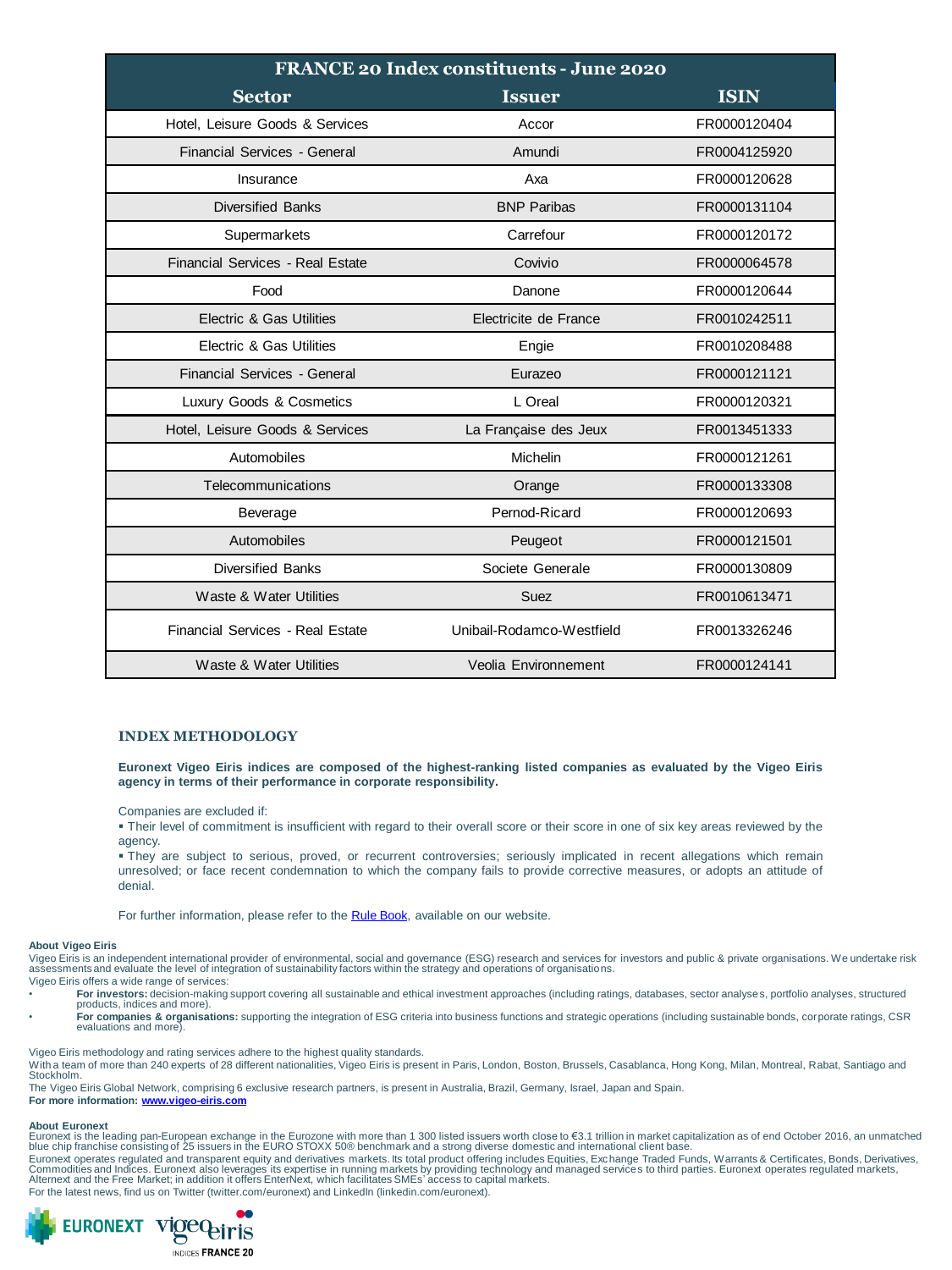| FRANCE 20 Index constituents - June 2020 | | |
|---|---|---|
| **Sector** | **Issuer** | **ISIN** |
| Hotel, Leisure Goods & Services | Accor | FR0000120404 |
| Financial Services - General | Amundi | FR0004125920 |
| Insurance | Axa | FR0000120628 |
| Diversified Banks | BNP Paribas | FR0000131104 |
| Supermarkets | Carrefour | FR0000120172 |
| Financial Services - Real Estate | Covivio | FR0000064578 |
| Food | Danone | FR0000120644 |
| Electric & Gas Utilities | Electricite de France | FR0010242511 |
| Electric & Gas Utilities | Engie | FR0010208488 |
| Financial Services - General | Eurazeo | FR0000121121 |
| Luxury Goods & Cosmetics | L Oreal | FR0000120321 |
| Hotel, Leisure Goods & Services | La Française des Jeux | FR0013451333 |
| Automobiles | Michelin | FR0000121261 |
| Telecommunications | Orange | FR0000133308 |
| Beverage | Pernod-Ricard | FR0000120693 |
| Automobiles | Peugeot | FR0000121501 |
| Diversified Banks | Societe Generale | FR0000130809 |
| Waste & Water Utilities | Suez | FR0010613471 |
| Financial Services - Real Estate | Unibail-Rodamco-Westfield | FR0013326246 |
| Waste & Water Utilities | Veolia Environnement | FR0000124141 |

## INDEX METHODOLOGY

**Euronext Vigeo Eiris indices are composed of the highest-ranking listed companies as evaluated by the Vigeo Eiris agency in terms of their performance in corporate responsibility.**

Companies are excluded if:

- Their level of commitment is insufficient with regard to their overall score or their score in one of six key areas reviewed by the agency.
- They are subject to serious, proved, or recurrent controversies; seriously implicated in recent allegations which remain unresolved; or face recent condemnation to which the company fails to provide corrective measures, or adopts an attitude of denial.

For further information, please refer to the Rule Book, available on our website.

**About Vigeo Eiris**

Vigeo Eiris is an independent international provider of environmental, social and governance (ESG) research and services for investors and public & private organisations. We undertake risk assessments and evaluate the level of integration of sustainability factors within the strategy and operations of organisations.

Vigeo Eiris offers a wide range of services:

- **For investors:** decision-making support covering all sustainable and ethical investment approaches (including ratings, databases, sector analyses, portfolio analyses, structured products, indices and more).
- **For companies & organisations:** supporting the integration of ESG criteria into business functions and strategic operations (including sustainable bonds, corporate ratings, CSR evaluations and more).

Vigeo Eiris methodology and rating services adhere to the highest quality standards.

With a team of more than 240 experts of 28 different nationalities, Vigeo Eiris is present in Paris, London, Boston, Brussels, Casablanca, Hong Kong, Milan, Montreal, Rabat, Santiago and Stockholm.

The Vigeo Eiris Global Network, comprising 6 exclusive research partners, is present in Australia, Brazil, Germany, Israel, Japan and Spain.

**For more information: www.vigeo-eiris.com**

**About Euronext**

Euronext is the leading pan-European exchange in the Eurozone with more than 1 300 listed issuers worth close to €3.1 trillion in market capitalization as of end October 2016, an unmatched blue chip franchise consisting of 25 issuers in the EURO STOXX 50® benchmark and a strong diverse domestic and international client base.

Euronext operates regulated and transparent equity and derivatives markets. Its total product offering includes Equities, Exchange Traded Funds, Warrants & Certificates, Bonds, Derivatives, Commodities and Indices. Euronext also leverages its expertise in running markets by providing technology and managed services to third parties. Euronext operates regulated markets, Alternext and the Free Market; in addition it offers EnterNext, which facilitates SMEs' access to capital markets.

For the latest news, find us on Twitter (twitter.com/euronext) and LinkedIn (linkedin.com/euronext).

EURONEXT vigeo eiris INDICES FRANCE 20